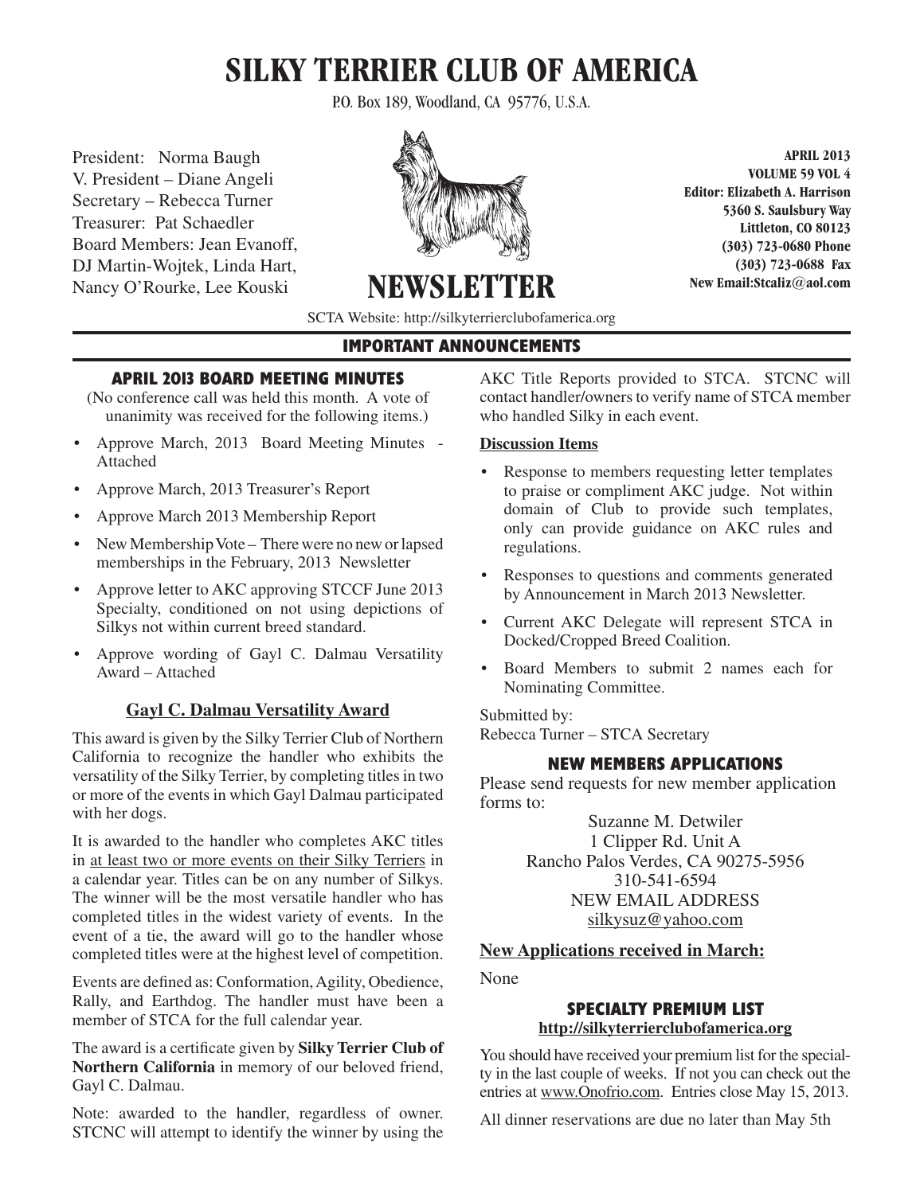# SILKY TERRIER CLUB OF AMERICA

P.O. Box 189, Woodland, CA 95776, U.S.A.

President: Norma Baugh
V. President – Diane Angeli
Secretary – Rebecca Turner
Treasurer: Pat Schaedler
Board Members: Jean Evanoff, DJ Martin-Wojtek, Linda Hart, Nancy O'Rourke, Lee Kouski

# NEWSLETTER

**APRIL 2013**
**VOLUME 59 VOL 4**
**Editor: Elizabeth A. Harrison**
**5360 S. Saulsbury Way**
**Littleton, CO 80123**
**(303) 723-0680 Phone**
**(303) 723-0688 Fax**
**New Email:Stcaliz@aol.com**

SCTA Website: http://silkyterrierclubofamerica.org

## IMPORTANT ANNOUNCEMENTS

### APRIL 2013 BOARD MEETING MINUTES

(No conference call was held this month. A vote of unanimity was received for the following items.)

- Approve March, 2013 Board Meeting Minutes - Attached
- Approve March, 2013 Treasurer's Report
- Approve March 2013 Membership Report
- New Membership Vote – There were no new or lapsed memberships in the February, 2013 Newsletter
- Approve letter to AKC approving STCCF June 2013 Specialty, conditioned on not using depictions of Silkys not within current breed standard.
- Approve wording of Gayl C. Dalmau Versatility Award – Attached

### Gayl C. Dalmau Versatility Award

This award is given by the Silky Terrier Club of Northern California to recognize the handler who exhibits the versatility of the Silky Terrier, by completing titles in two or more of the events in which Gayl Dalmau participated with her dogs.

It is awarded to the handler who completes AKC titles in <u>at least two or more events on their Silky Terriers</u> in a calendar year. Titles can be on any number of Silkys. The winner will be the most versatile handler who has completed titles in the widest variety of events. In the event of a tie, the award will go to the handler whose completed titles were at the highest level of competition.

Events are defined as: Conformation, Agility, Obedience, Rally, and Earthdog. The handler must have been a member of STCA for the full calendar year.

The award is a certificate given by **Silky Terrier Club of Northern California** in memory of our beloved friend, Gayl C. Dalmau.

Note: awarded to the handler, regardless of owner. STCNC will attempt to identify the winner by using the AKC Title Reports provided to STCA. STCNC will contact handler/owners to verify name of STCA member who handled Silky in each event.

**Discussion Items**

- Response to members requesting letter templates to praise or compliment AKC judge. Not within domain of Club to provide such templates, only can provide guidance on AKC rules and regulations.
- Responses to questions and comments generated by Announcement in March 2013 Newsletter.
- Current AKC Delegate will represent STCA in Docked/Cropped Breed Coalition.
- Board Members to submit 2 names each for Nominating Committee.

Submitted by:
Rebecca Turner – STCA Secretary

### NEW MEMBERS APPLICATIONS

Please send requests for new member application forms to:

Suzanne M. Detwiler
1 Clipper Rd. Unit A
Rancho Palos Verdes, CA 90275-5956
310-541-6594
NEW EMAIL ADDRESS
<u>silkysuz@yahoo.com</u>

**New Applications received in March:**

None

### SPECIALTY PREMIUM LIST

**http://silkyterrierclubofamerica.org**

You should have received your premium list for the specialty in the last couple of weeks. If not you can check out the entries at <u>www.Onofrio.com</u>. Entries close May 15, 2013.

All dinner reservations are due no later than May 5th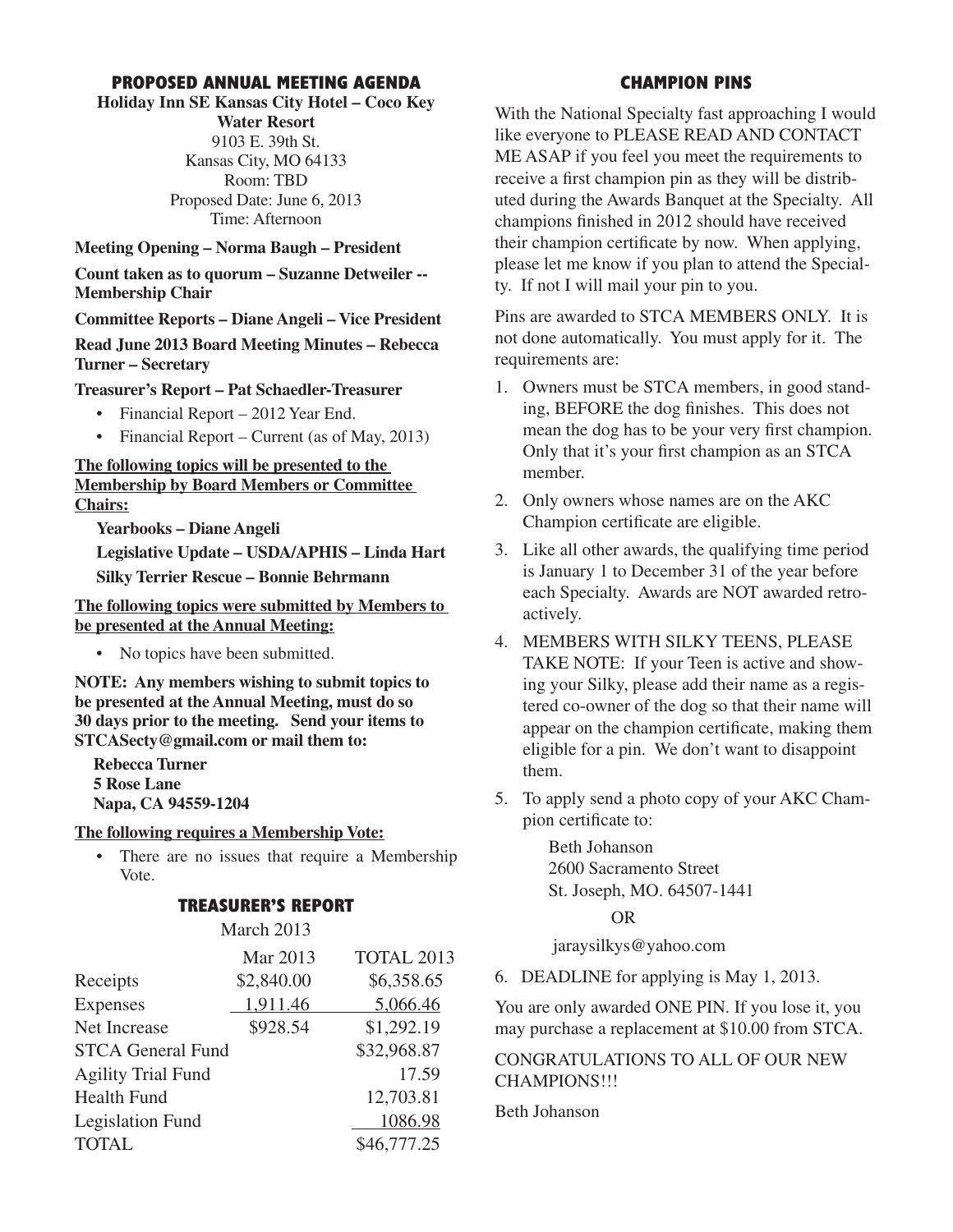## PROPOSED ANNUAL MEETING AGENDA

**Holiday Inn SE Kansas City Hotel – Coco Key Water Resort**
9103 E. 39th St.
Kansas City, MO 64133
Room: TBD
Proposed Date: June 6, 2013
Time: Afternoon

**Meeting Opening – Norma Baugh – President**

**Count taken as to quorum – Suzanne Detweiler -- Membership Chair**

**Committee Reports – Diane Angeli – Vice President**

**Read June 2013 Board Meeting Minutes – Rebecca Turner – Secretary**

**Treasurer's Report – Pat Schaedler-Treasurer**

- Financial Report – 2012 Year End.
- Financial Report – Current (as of May, 2013)

**The following topics will be presented to the Membership by Board Members or Committee Chairs:**

**Yearbooks – Diane Angeli**

**Legislative Update – USDA/APHIS – Linda Hart**

**Silky Terrier Rescue – Bonnie Behrmann**

**The following topics were submitted by Members to be presented at the Annual Meeting:**

- No topics have been submitted.

**NOTE: Any members wishing to submit topics to be presented at the Annual Meeting, must do so 30 days prior to the meeting. Send your items to STCASecty@gmail.com or mail them to:**

**Rebecca Turner**
**5 Rose Lane**
**Napa, CA 94559-1204**

**The following requires a Membership Vote:**

- There are no issues that require a Membership Vote.

## TREASURER'S REPORT

March 2013

| | Mar 2013 | TOTAL 2013 |
|---|---|---|
| Receipts | $2,840.00 | $6,358.65 |
| Expenses | 1,911.46 | 5,066.46 |
| Net Increase | $928.54 | $1,292.19 |
| STCA General Fund | | $32,968.87 |
| Agility Trial Fund | | 17.59 |
| Health Fund | | 12,703.81 |
| Legislation Fund | | 1086.98 |
| TOTAL | | $46,777.25 |

## CHAMPION PINS

With the National Specialty fast approaching I would like everyone to PLEASE READ AND CONTACT ME ASAP if you feel you meet the requirements to receive a first champion pin as they will be distributed during the Awards Banquet at the Specialty. All champions finished in 2012 should have received their champion certificate by now. When applying, please let me know if you plan to attend the Specialty. If not I will mail your pin to you.

Pins are awarded to STCA MEMBERS ONLY. It is not done automatically. You must apply for it. The requirements are:

1. Owners must be STCA members, in good standing, BEFORE the dog finishes. This does not mean the dog has to be your very first champion. Only that it's your first champion as an STCA member.
2. Only owners whose names are on the AKC Champion certificate are eligible.
3. Like all other awards, the qualifying time period is January 1 to December 31 of the year before each Specialty. Awards are NOT awarded retroactively.
4. MEMBERS WITH SILKY TEENS, PLEASE TAKE NOTE: If your Teen is active and showing your Silky, please add their name as a registered co-owner of the dog so that their name will appear on the champion certificate, making them eligible for a pin. We don't want to disappoint them.
5. To apply send a photo copy of your AKC Champion certificate to:

   Beth Johanson
   2600 Sacramento Street
   St. Joseph, MO. 64507-1441

   OR

   jaraysilkys@yahoo.com

6. DEADLINE for applying is May 1, 2013.

You are only awarded ONE PIN. If you lose it, you may purchase a replacement at $10.00 from STCA.

CONGRATULATIONS TO ALL OF OUR NEW CHAMPIONS!!!

Beth Johanson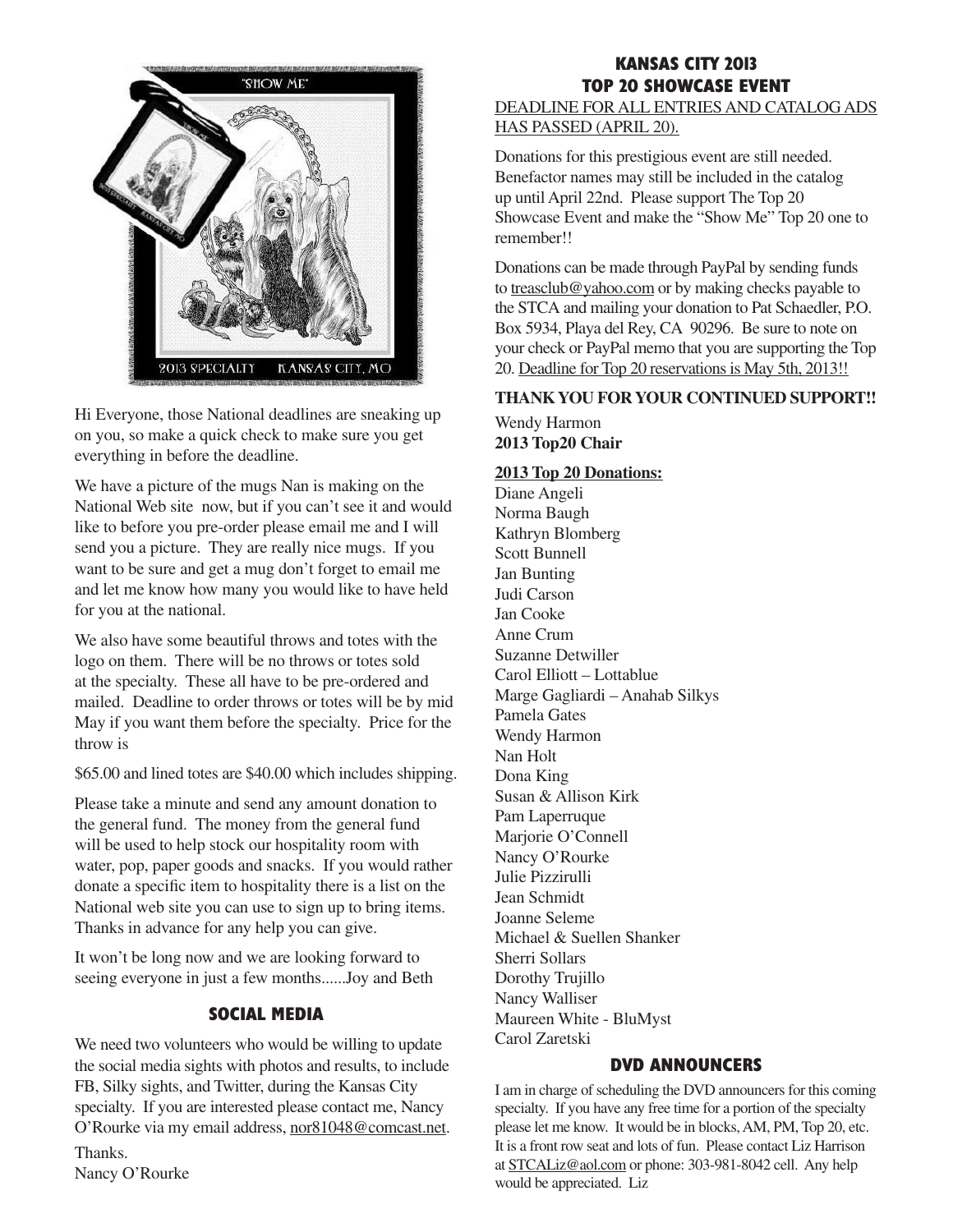Hi Everyone, those National deadlines are sneaking up on you, so make a quick check to make sure you get everything in before the deadline.

We have a picture of the mugs Nan is making on the National Web site now, but if you can't see it and would like to before you pre-order please email me and I will send you a picture. They are really nice mugs. If you want to be sure and get a mug don't forget to email me and let me know how many you would like to have held for you at the national.

We also have some beautiful throws and totes with the logo on them. There will be no throws or totes sold at the specialty. These all have to be pre-ordered and mailed. Deadline to order throws or totes will be by mid May if you want them before the specialty. Price for the throw is

$65.00 and lined totes are $40.00 which includes shipping.

Please take a minute and send any amount donation to the general fund. The money from the general fund will be used to help stock our hospitality room with water, pop, paper goods and snacks. If you would rather donate a specific item to hospitality there is a list on the National web site you can use to sign up to bring items. Thanks in advance for any help you can give.

It won't be long now and we are looking forward to seeing everyone in just a few months......Joy and Beth

## SOCIAL MEDIA

We need two volunteers who would be willing to update the social media sights with photos and results, to include FB, Silky sights, and Twitter, during the Kansas City specialty. If you are interested please contact me, Nancy O'Rourke via my email address, nor81048@comcast.net.

Thanks.
Nancy O'Rourke

## KANSAS CITY 2013 TOP 20 SHOWCASE EVENT

DEADLINE FOR ALL ENTRIES AND CATALOG ADS HAS PASSED (APRIL 20).

Donations for this prestigious event are still needed. Benefactor names may still be included in the catalog up until April 22nd. Please support The Top 20 Showcase Event and make the "Show Me" Top 20 one to remember!!

Donations can be made through PayPal by sending funds to treasclub@yahoo.com or by making checks payable to the STCA and mailing your donation to Pat Schaedler, P.O. Box 5934, Playa del Rey, CA 90296. Be sure to note on your check or PayPal memo that you are supporting the Top 20. Deadline for Top 20 reservations is May 5th, 2013!!

**THANK YOU FOR YOUR CONTINUED SUPPORT!!**

Wendy Harmon
**2013 Top20 Chair**

**2013 Top 20 Donations:**

Diane Angeli
Norma Baugh
Kathryn Blomberg
Scott Bunnell
Jan Bunting
Judi Carson
Jan Cooke
Anne Crum
Suzanne Detwiller
Carol Elliott – Lottablue
Marge Gagliardi – Anahab Silkys
Pamela Gates
Wendy Harmon
Nan Holt
Dona King
Susan & Allison Kirk
Pam Laperruque
Marjorie O'Connell
Nancy O'Rourke
Julie Pizzirulli
Jean Schmidt
Joanne Seleme
Michael & Suellen Shanker
Sherri Sollars
Dorothy Trujillo
Nancy Walliser
Maureen White - BluMyst
Carol Zaretski

## DVD ANNOUNCERS

I am in charge of scheduling the DVD announcers for this coming specialty. If you have any free time for a portion of the specialty please let me know. It would be in blocks, AM, PM, Top 20, etc. It is a front row seat and lots of fun. Please contact Liz Harrison at STCALiz@aol.com or phone: 303-981-8042 cell. Any help would be appreciated. Liz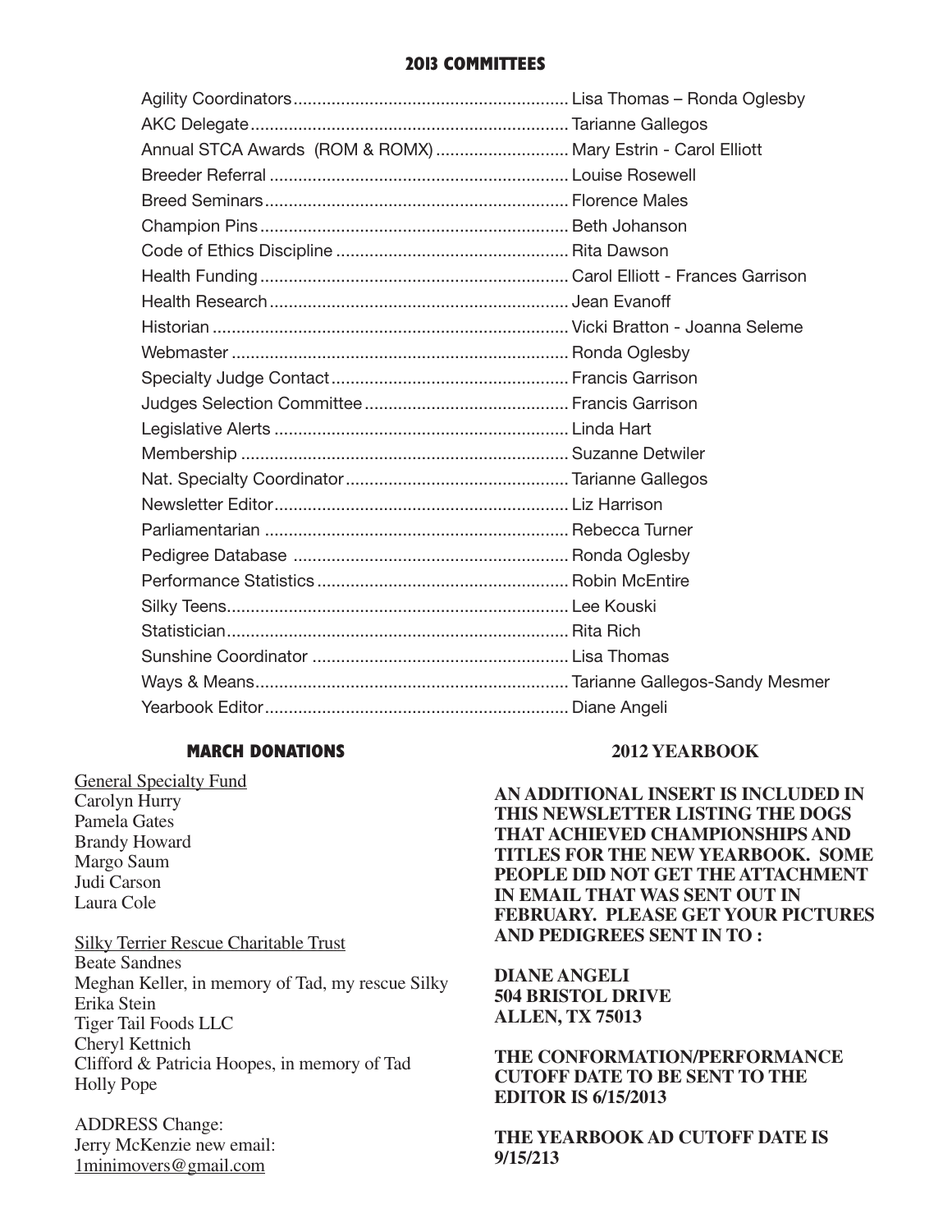## 2013 COMMITTEES

| Committee | Name |
| --- | --- |
| Agility Coordinators | Lisa Thomas – Ronda Oglesby |
| AKC Delegate | Tarianne Gallegos |
| Annual STCA Awards (ROM & ROMX) | Mary Estrin - Carol Elliott |
| Breeder Referral | Louise Rosewell |
| Breed Seminars | Florence Males |
| Champion Pins | Beth Johanson |
| Code of Ethics Discipline | Rita Dawson |
| Health Funding | Carol Elliott - Frances Garrison |
| Health Research | Jean Evanoff |
| Historian | Vicki Bratton - Joanna Seleme |
| Webmaster | Ronda Oglesby |
| Specialty Judge Contact | Francis Garrison |
| Judges Selection Committee | Francis Garrison |
| Legislative Alerts | Linda Hart |
| Membership | Suzanne Detwiler |
| Nat. Specialty Coordinator | Tarianne Gallegos |
| Newsletter Editor | Liz Harrison |
| Parliamentarian | Rebecca Turner |
| Pedigree Database | Ronda Oglesby |
| Performance Statistics | Robin McEntire |
| Silky Teens | Lee Kouski |
| Statistician | Rita Rich |
| Sunshine Coordinator | Lisa Thomas |
| Ways & Means | Tarianne Gallegos-Sandy Mesmer |
| Yearbook Editor | Diane Angeli |

## MARCH DONATIONS

General Specialty Fund
Carolyn Hurry
Pamela Gates
Brandy Howard
Margo Saum
Judi Carson
Laura Cole

Silky Terrier Rescue Charitable Trust
Beate Sandnes
Meghan Keller, in memory of Tad, my rescue Silky
Erika Stein
Tiger Tail Foods LLC
Cheryl Kettnich
Clifford & Patricia Hoopes, in memory of Tad
Holly Pope

ADDRESS Change:
Jerry McKenzie new email:
1minimovers@gmail.com

## 2012 YEARBOOK

**AN ADDITIONAL INSERT IS INCLUDED IN THIS NEWSLETTER LISTING THE DOGS THAT ACHIEVED CHAMPIONSHIPS AND TITLES FOR THE NEW YEARBOOK. SOME PEOPLE DID NOT GET THE ATTACHMENT IN EMAIL THAT WAS SENT OUT IN FEBRUARY. PLEASE GET YOUR PICTURES AND PEDIGREES SENT IN TO :**

**DIANE ANGELI**
**504 BRISTOL DRIVE**
**ALLEN, TX 75013**

**THE CONFORMATION/PERFORMANCE CUTOFF DATE TO BE SENT TO THE EDITOR IS 6/15/2013**

**THE YEARBOOK AD CUTOFF DATE IS 9/15/213**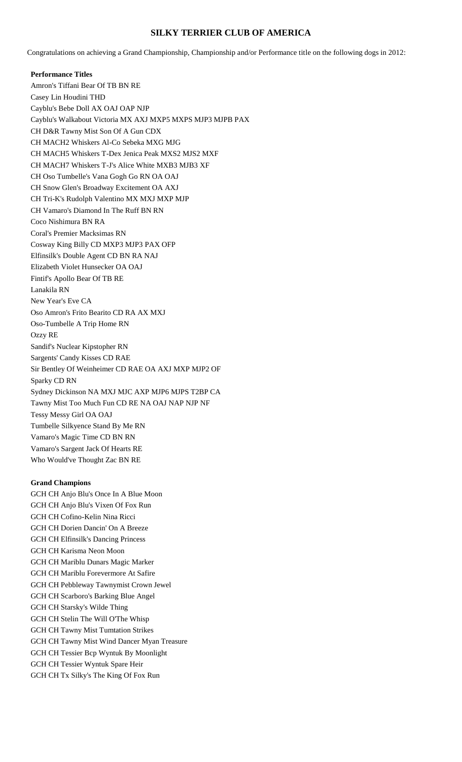# SILKY TERRIER CLUB OF AMERICA

Congratulations on achieving a Grand Championship, Championship and/or Performance title on the following dogs in 2012:

**Performance Titles**

Amron's Tiffani Bear Of TB BN RE
Casey Lin Houdini THD
Cayblu's Bebe Doll AX OAJ OAP NJP
Cayblu's Walkabout Victoria MX AXJ MXP5 MXPS MJP3 MJPB PAX
CH D&R Tawny Mist Son Of A Gun CDX
CH MACH2 Whiskers Al-Co Sebeka MXG MJG
CH MACH5 Whiskers T-Dex Jenica Peak MXS2 MJS2 MXF
CH MACH7 Whiskers T-J's Alice White MXB3 MJB3 XF
CH Oso Tumbelle's Vana Gogh Go RN OA OAJ
CH Snow Glen's Broadway Excitement OA AXJ
CH Tri-K's Rudolph Valentino MX MXJ MXP MJP
CH Vamaro's Diamond In The Ruff BN RN
Coco Nishimura BN RA
Coral's Premier Macksimas RN
Cosway King Billy CD MXP3 MJP3 PAX OFP
Elfinsilk's Double Agent CD BN RA NAJ
Elizabeth Violet Hunsecker OA OAJ
Fintif's Apollo Bear Of TB RE
Lanakila RN
New Year's Eve CA
Oso Amron's Frito Bearito CD RA AX MXJ
Oso-Tumbelle A Trip Home RN
Ozzy RE
Sandif's Nuclear Kipstopher RN
Sargents' Candy Kisses CD RAE
Sir Bentley Of Weinheimer CD RAE OA AXJ MXP MJP2 OF
Sparky CD RN
Sydney Dickinson NA MXJ MJC AXP MJP6 MJPS T2BP CA
Tawny Mist Too Much Fun CD RE NA OAJ NAP NJP NF
Tessy Messy Girl OA OAJ
Tumbelle Silkyence Stand By Me RN
Vamaro's Magic Time CD BN RN
Vamaro's Sargent Jack Of Hearts RE
Who Would've Thought Zac BN RE

**Grand Champions**

GCH CH Anjo Blu's Once In A Blue Moon
GCH CH Anjo Blu's Vixen Of Fox Run
GCH CH Cofino-Kelin Nina Ricci
GCH CH Dorien Dancin' On A Breeze
GCH CH Elfinsilk's Dancing Princess
GCH CH Karisma Neon Moon
GCH CH Mariblu Dunars Magic Marker
GCH CH Mariblu Forevermore At Safire
GCH CH Pebbleway Tawnymist Crown Jewel
GCH CH Scarboro's Barking Blue Angel
GCH CH Starsky's Wilde Thing
GCH CH Stelin The Will O'The Whisp
GCH CH Tawny Mist Tumtation Strikes
GCH CH Tawny Mist Wind Dancer Myan Treasure
GCH CH Tessier Bcp Wyntuk By Moonlight
GCH CH Tessier Wyntuk Spare Heir
GCH CH Tx Silky's The King Of Fox Run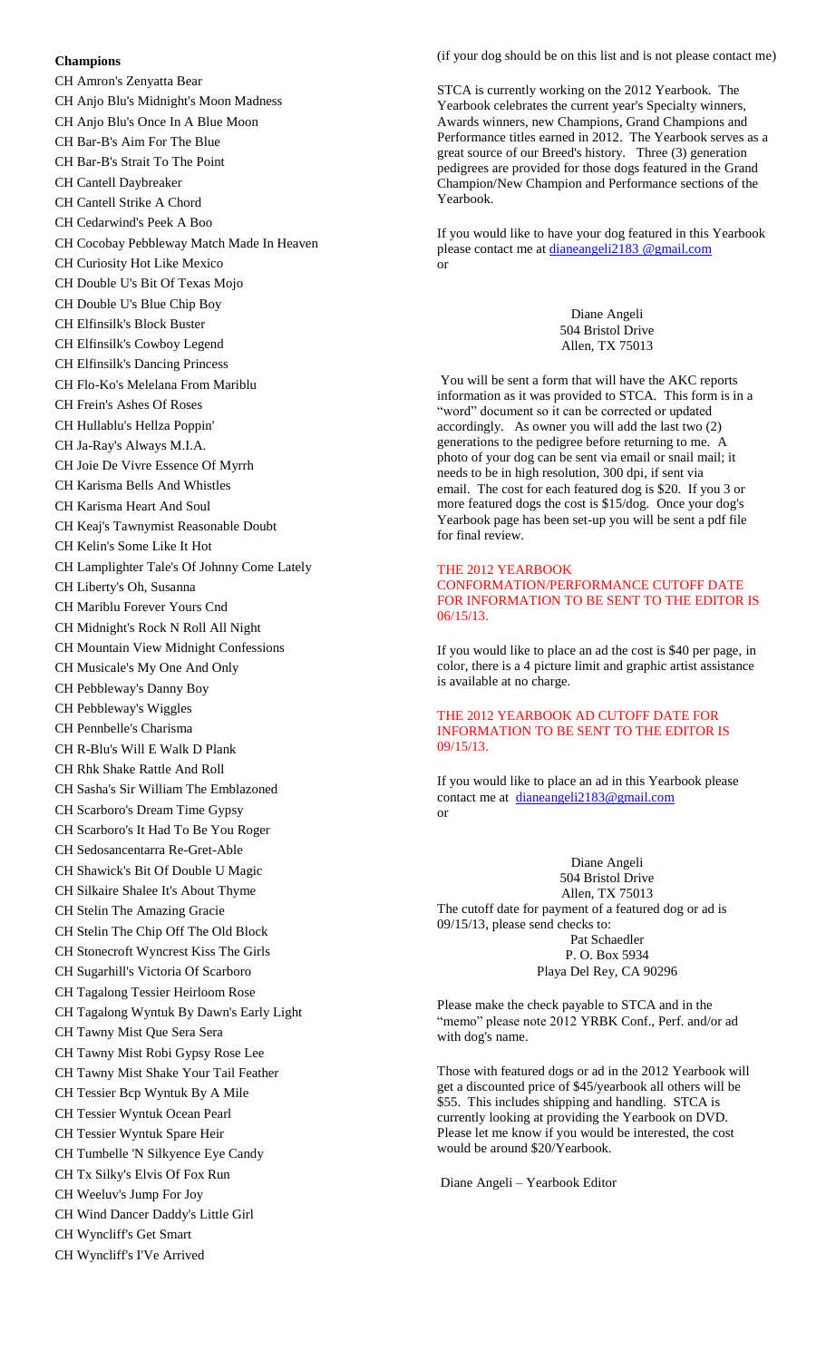**Champions**

CH Amron's Zenyatta Bear
CH Anjo Blu's Midnight's Moon Madness
CH Anjo Blu's Once In A Blue Moon
CH Bar-B's Aim For The Blue
CH Bar-B's Strait To The Point
CH Cantell Daybreaker
CH Cantell Strike A Chord
CH Cedarwind's Peek A Boo
CH Cocobay Pebbleway Match Made In Heaven
CH Curiosity Hot Like Mexico
CH Double U's Bit Of Texas Mojo
CH Double U's Blue Chip Boy
CH Elfinsilk's Block Buster
CH Elfinsilk's Cowboy Legend
CH Elfinsilk's Dancing Princess
CH Flo-Ko's Melelana From Mariblu
CH Frein's Ashes Of Roses
CH Hullablu's Hellza Poppin'
CH Ja-Ray's Always M.I.A.
CH Joie De Vivre Essence Of Myrrh
CH Karisma Bells And Whistles
CH Karisma Heart And Soul
CH Keaj's Tawnymist Reasonable Doubt
CH Kelin's Some Like It Hot
CH Lamplighter Tale's Of Johnny Come Lately
CH Liberty's Oh, Susanna
CH Mariblu Forever Yours Cnd
CH Midnight's Rock N Roll All Night
CH Mountain View Midnight Confessions
CH Musicale's My One And Only
CH Pebbleway's Danny Boy
CH Pebbleway's Wiggles
CH Pennbelle's Charisma
CH R-Blu's Will E Walk D Plank
CH Rhk Shake Rattle And Roll
CH Sasha's Sir William The Emblazoned
CH Scarboro's Dream Time Gypsy
CH Scarboro's It Had To Be You Roger
CH Sedosancentarra Re-Gret-Able
CH Shawick's Bit Of Double U Magic
CH Silkaire Shalee It's About Thyme
CH Stelin The Amazing Gracie
CH Stelin The Chip Off The Old Block
CH Stonecroft Wyncrest Kiss The Girls
CH Sugarhill's Victoria Of Scarboro
CH Tagalong Tessier Heirloom Rose
CH Tagalong Wyntuk By Dawn's Early Light
CH Tawny Mist Que Sera Sera
CH Tawny Mist Robi Gypsy Rose Lee
CH Tawny Mist Shake Your Tail Feather
CH Tessier Bcp Wyntuk By A Mile
CH Tessier Wyntuk Ocean Pearl
CH Tessier Wyntuk Spare Heir
CH Tumbelle 'N Silkyence Eye Candy
CH Tx Silky's Elvis Of Fox Run
CH Weeluv's Jump For Joy
CH Wind Dancer Daddy's Little Girl
CH Wyncliff's Get Smart
CH Wyncliff's I'Ve Arrived

(if your dog should be on this list and is not please contact me)

STCA is currently working on the 2012 Yearbook. The Yearbook celebrates the current year's Specialty winners, Awards winners, new Champions, Grand Champions and Performance titles earned in 2012. The Yearbook serves as a great source of our Breed's history. Three (3) generation pedigrees are provided for those dogs featured in the Grand Champion/New Champion and Performance sections of the Yearbook.

If you would like to have your dog featured in this Yearbook please contact me at dianeangeli2183 @gmail.com or

Diane Angeli
504 Bristol Drive
Allen, TX 75013

You will be sent a form that will have the AKC reports information as it was provided to STCA. This form is in a "word" document so it can be corrected or updated accordingly. As owner you will add the last two (2) generations to the pedigree before returning to me. A photo of your dog can be sent via email or snail mail; it needs to be in high resolution, 300 dpi, if sent via email. The cost for each featured dog is $20. If you 3 or more featured dogs the cost is $15/dog. Once your dog's Yearbook page has been set-up you will be sent a pdf file for final review.

THE 2012 YEARBOOK CONFORMATION/PERFORMANCE CUTOFF DATE FOR INFORMATION TO BE SENT TO THE EDITOR IS 06/15/13.

If you would like to place an ad the cost is $40 per page, in color, there is a 4 picture limit and graphic artist assistance is available at no charge.

THE 2012 YEARBOOK AD CUTOFF DATE FOR INFORMATION TO BE SENT TO THE EDITOR IS 09/15/13.

If you would like to place an ad in this Yearbook please contact me at dianeangeli2183@gmail.com or

Diane Angeli
504 Bristol Drive
Allen, TX 75013

The cutoff date for payment of a featured dog or ad is 09/15/13, please send checks to:

Pat Schaedler
P. O. Box 5934
Playa Del Rey, CA 90296

Please make the check payable to STCA and in the "memo" please note 2012 YRBK Conf., Perf. and/or ad with dog's name.

Those with featured dogs or ad in the 2012 Yearbook will get a discounted price of $45/yearbook all others will be $55. This includes shipping and handling. STCA is currently looking at providing the Yearbook on DVD. Please let me know if you would be interested, the cost would be around $20/Yearbook.

Diane Angeli – Yearbook Editor